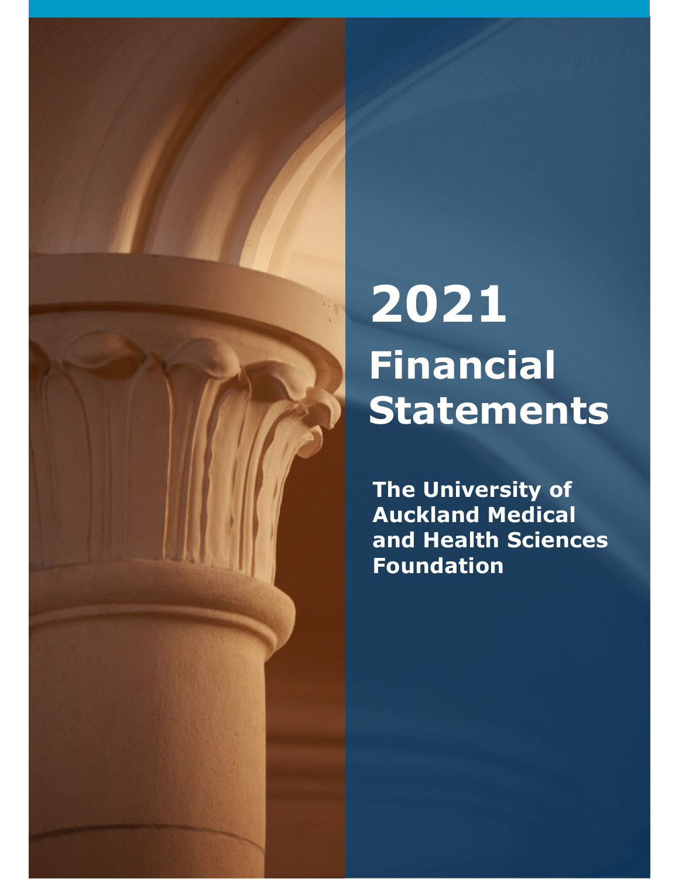# 2021 Financial Statements

## The University of Auckland Medical and Health Sciences Foundation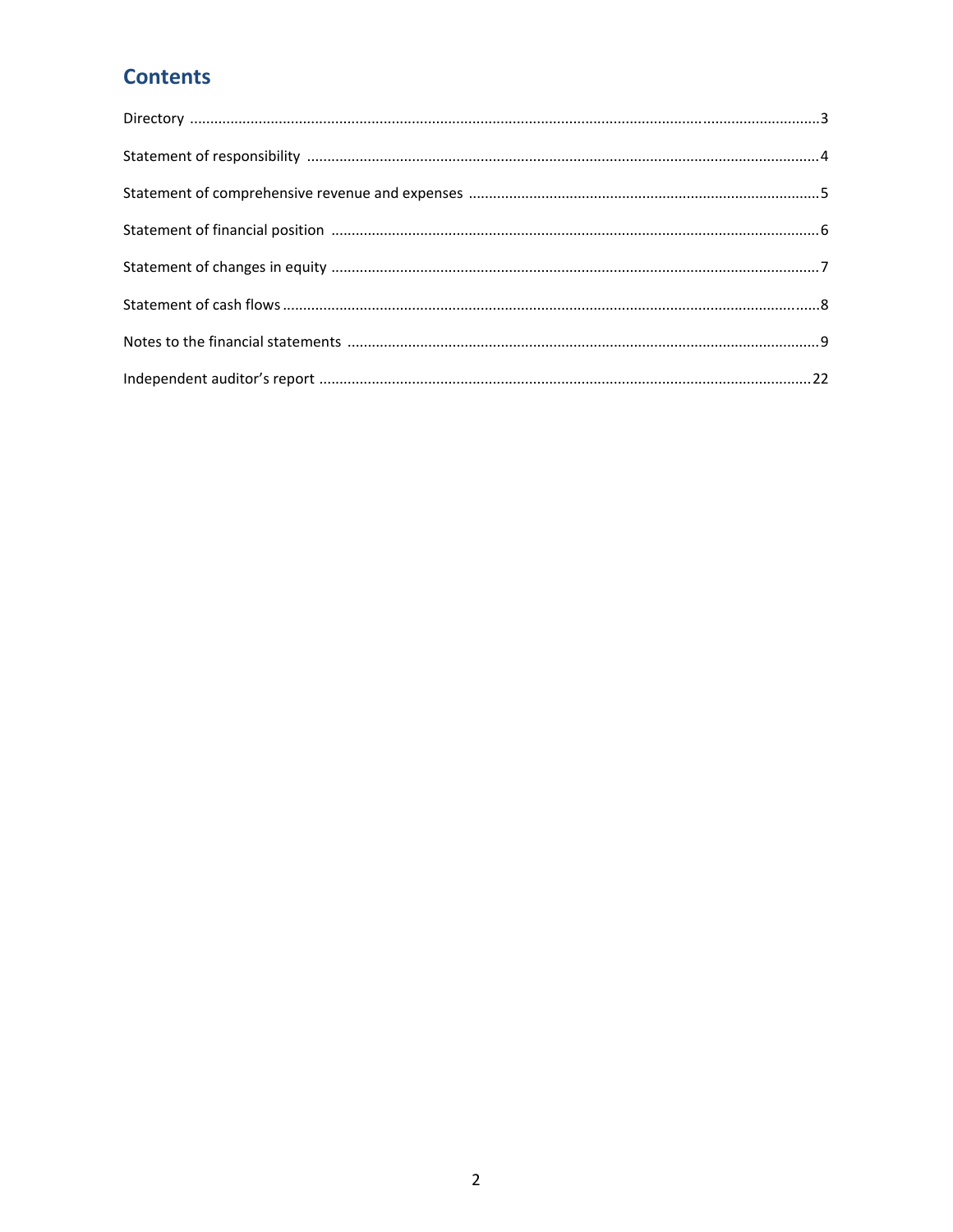# Contents

| | |
|---|---|
| Directory | 3 |
| Statement of responsibility | 4 |
| Statement of comprehensive revenue and expenses | 5 |
| Statement of financial position | 6 |
| Statement of changes in equity | 7 |
| Statement of cash flows | 8 |
| Notes to the financial statements | 9 |
| Independent auditor's report | 22 |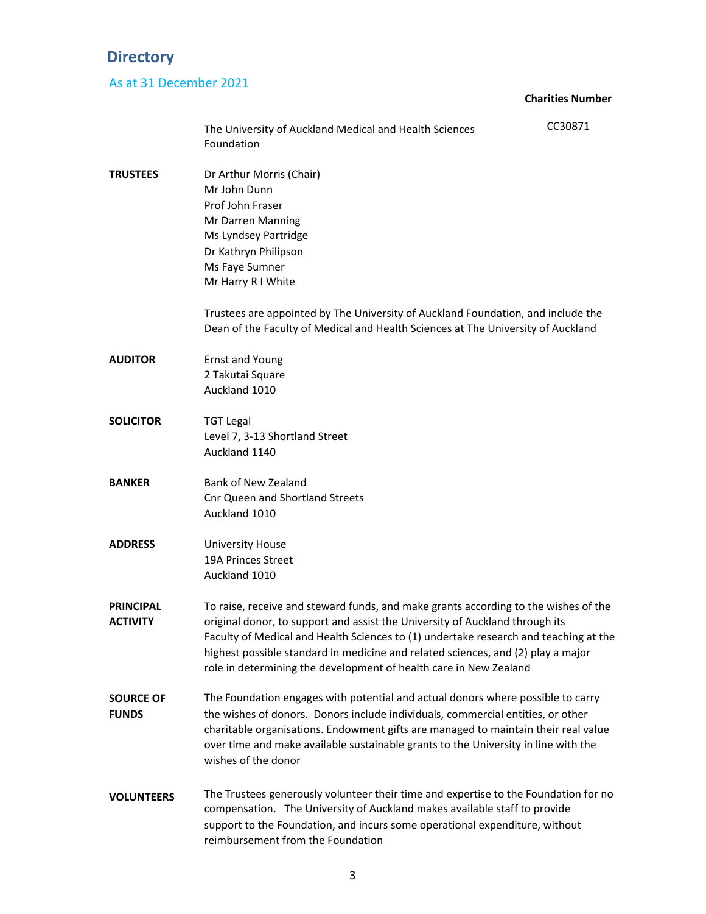# Directory

## As at 31 December 2021

| | | Charities Number |
|---|---|---|
| | The University of Auckland Medical and Health Sciences Foundation | CC30871 |

**TRUSTEES**

Dr Arthur Morris (Chair)
Mr John Dunn
Prof John Fraser
Mr Darren Manning
Ms Lyndsey Partridge
Dr Kathryn Philipson
Ms Faye Sumner
Mr Harry R I White

Trustees are appointed by The University of Auckland Foundation, and include the Dean of the Faculty of Medical and Health Sciences at The University of Auckland

**AUDITOR**

Ernst and Young
2 Takutai Square
Auckland 1010

**SOLICITOR**

TGT Legal
Level 7, 3-13 Shortland Street
Auckland 1140

**BANKER**

Bank of New Zealand
Cnr Queen and Shortland Streets
Auckland 1010

**ADDRESS**

University House
19A Princes Street
Auckland 1010

**PRINCIPAL ACTIVITY**

To raise, receive and steward funds, and make grants according to the wishes of the original donor, to support and assist the University of Auckland through its Faculty of Medical and Health Sciences to (1) undertake research and teaching at the highest possible standard in medicine and related sciences, and (2) play a major role in determining the development of health care in New Zealand

**SOURCE OF FUNDS**

The Foundation engages with potential and actual donors where possible to carry the wishes of donors. Donors include individuals, commercial entities, or other charitable organisations. Endowment gifts are managed to maintain their real value over time and make available sustainable grants to the University in line with the wishes of the donor

**VOLUNTEERS**

The Trustees generously volunteer their time and expertise to the Foundation for no compensation. The University of Auckland makes available staff to provide support to the Foundation, and incurs some operational expenditure, without reimbursement from the Foundation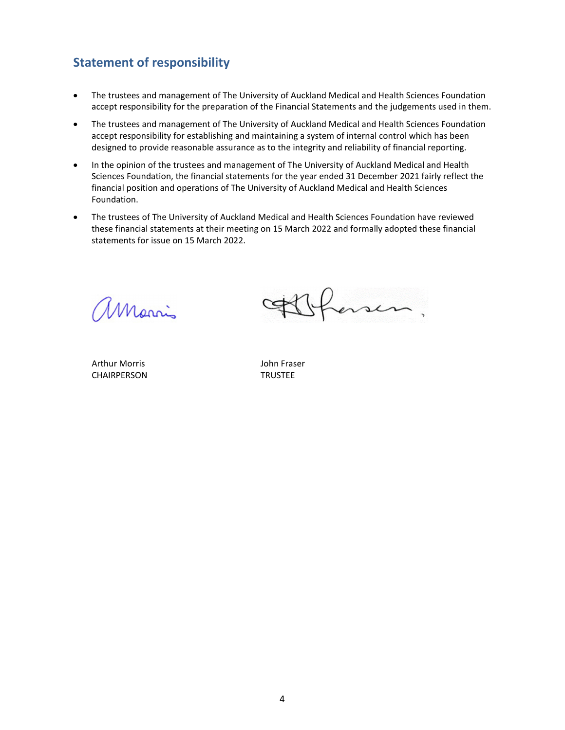## Statement of responsibility

- The trustees and management of The University of Auckland Medical and Health Sciences Foundation accept responsibility for the preparation of the Financial Statements and the judgements used in them.
- The trustees and management of The University of Auckland Medical and Health Sciences Foundation accept responsibility for establishing and maintaining a system of internal control which has been designed to provide reasonable assurance as to the integrity and reliability of financial reporting.
- In the opinion of the trustees and management of The University of Auckland Medical and Health Sciences Foundation, the financial statements for the year ended 31 December 2021 fairly reflect the financial position and operations of The University of Auckland Medical and Health Sciences Foundation.
- The trustees of The University of Auckland Medical and Health Sciences Foundation have reviewed these financial statements at their meeting on 15 March 2022 and formally adopted these financial statements for issue on 15 March 2022.

Arthur Morris
CHAIRPERSON

John Fraser
TRUSTEE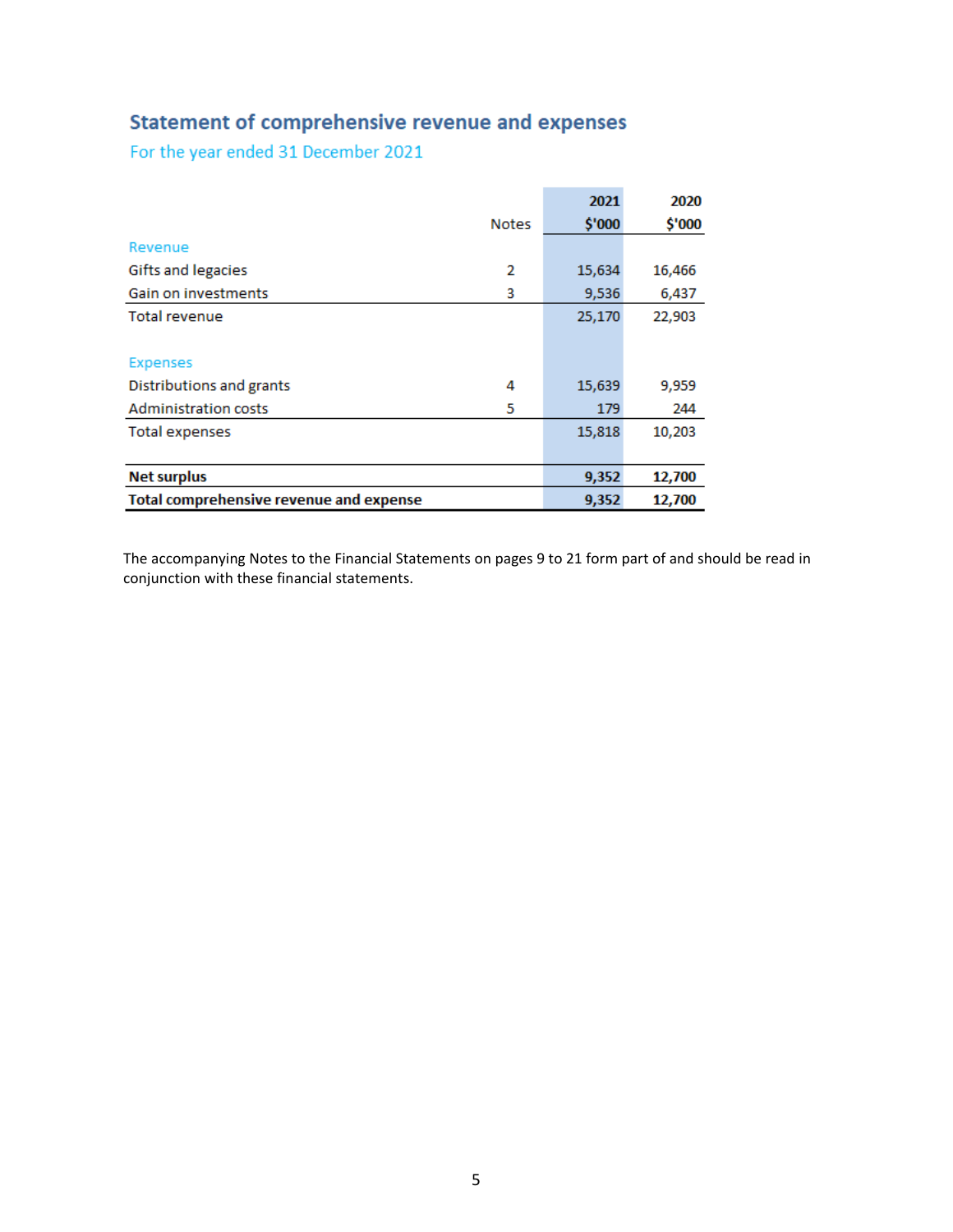## Statement of comprehensive revenue and expenses

### For the year ended 31 December 2021

| | Notes | 2021<br>$'000 | 2020<br>$'000 |
|---|---|---|---|
| **Revenue** | | | |
| Gifts and legacies | 2 | 15,634 | 16,466 |
| Gain on investments | 3 | 9,536 | 6,437 |
| Total revenue | | 25,170 | 22,903 |
| | | | |
| **Expenses** | | | |
| Distributions and grants | 4 | 15,639 | 9,959 |
| Administration costs | 5 | 179 | 244 |
| Total expenses | | 15,818 | 10,203 |
| | | | |
| **Net surplus** | | **9,352** | **12,700** |
| **Total comprehensive revenue and expense** | | **9,352** | **12,700** |

The accompanying Notes to the Financial Statements on pages 9 to 21 form part of and should be read in conjunction with these financial statements.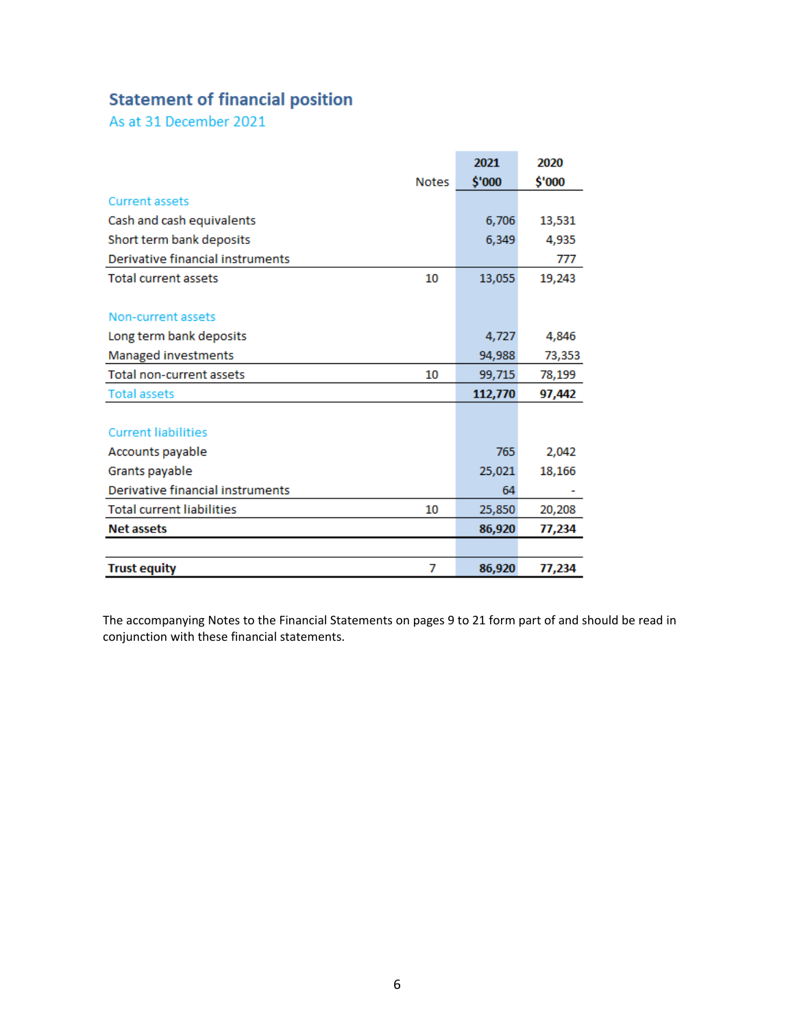## Statement of financial position

As at 31 December 2021

| | Notes | 2021 $'000 | 2020 $'000 |
|---|---|---|---|
| **Current assets** | | | |
| Cash and cash equivalents | | 6,706 | 13,531 |
| Short term bank deposits | | 6,349 | 4,935 |
| Derivative financial instruments | | | 777 |
| Total current assets | 10 | 13,055 | 19,243 |
| | | | |
| **Non-current assets** | | | |
| Long term bank deposits | | 4,727 | 4,846 |
| Managed investments | | 94,988 | 73,353 |
| Total non-current assets | 10 | 99,715 | 78,199 |
| Total assets | | **112,770** | **97,442** |
| | | | |
| **Current liabilities** | | | |
| Accounts payable | | 765 | 2,042 |
| Grants payable | | 25,021 | 18,166 |
| Derivative financial instruments | | 64 | - |
| Total current liabilities | 10 | 25,850 | 20,208 |
| **Net assets** | | **86,920** | **77,234** |
| | | | |
| **Trust equity** | 7 | **86,920** | **77,234** |

The accompanying Notes to the Financial Statements on pages 9 to 21 form part of and should be read in conjunction with these financial statements.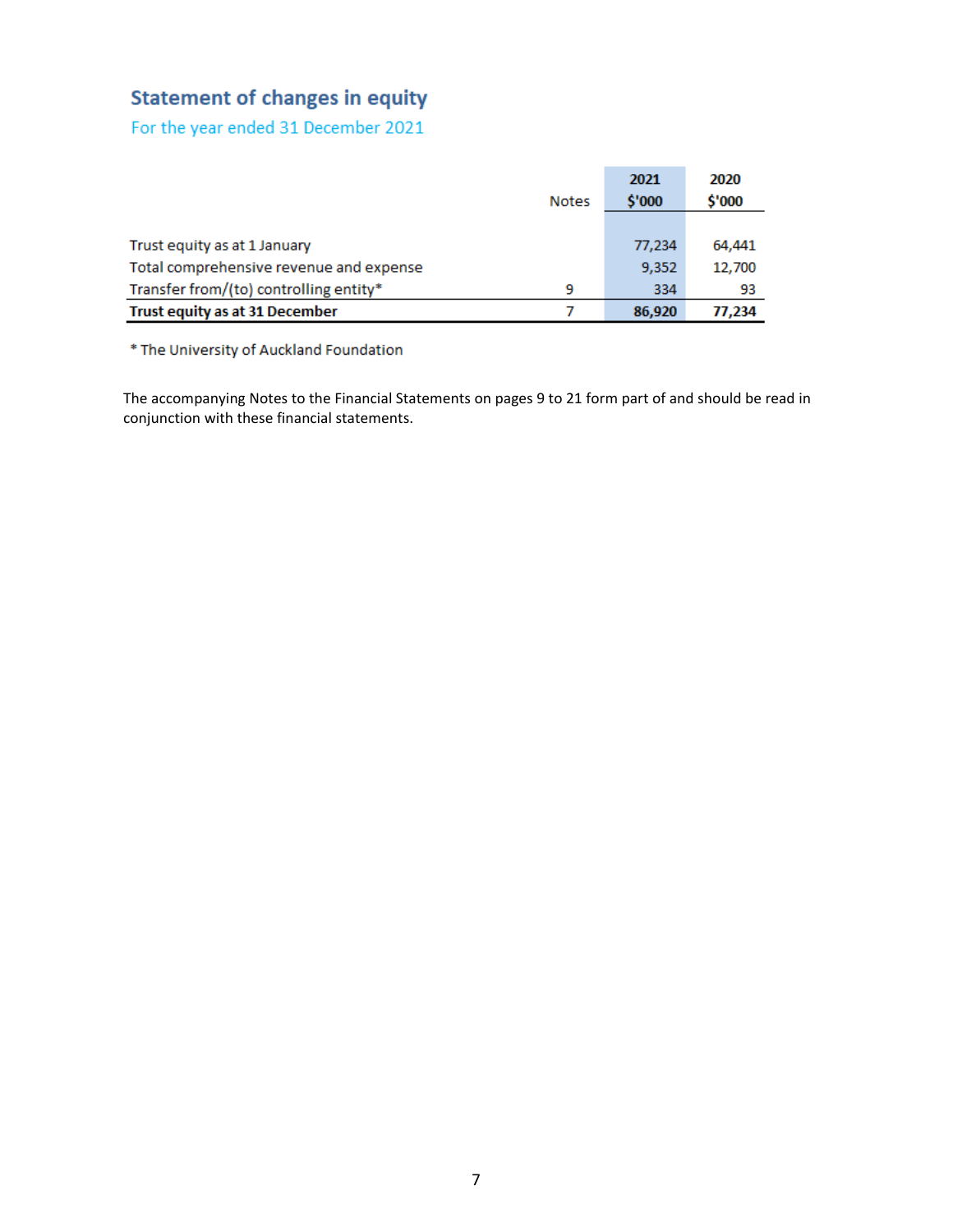## Statement of changes in equity

For the year ended 31 December 2021

| | Notes | 2021 $'000 | 2020 $'000 |
|---|---|---|---|
| Trust equity as at 1 January | | 77,234 | 64,441 |
| Total comprehensive revenue and expense | | 9,352 | 12,700 |
| Transfer from/(to) controlling entity* | 9 | 334 | 93 |
| **Trust equity as at 31 December** | 7 | **86,920** | **77,234** |

* The University of Auckland Foundation

The accompanying Notes to the Financial Statements on pages 9 to 21 form part of and should be read in conjunction with these financial statements.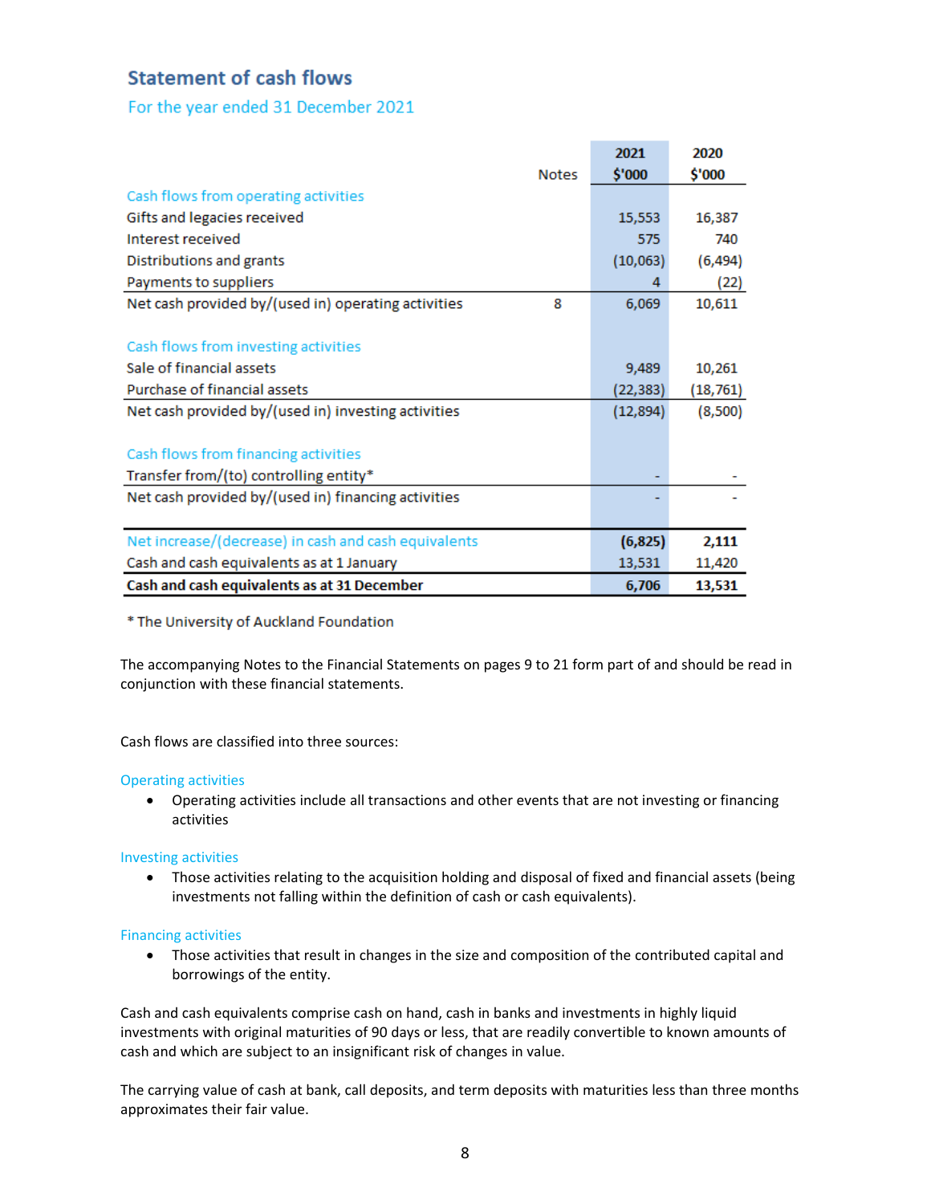## Statement of cash flows

### For the year ended 31 December 2021

| | Notes | 2021 $'000 | 2020 $'000 |
|---|---|---|---|
| **Cash flows from operating activities** | | | |
| Gifts and legacies received | | 15,553 | 16,387 |
| Interest received | | 575 | 740 |
| Distributions and grants | | (10,063) | (6,494) |
| Payments to suppliers | | 4 | (22) |
| Net cash provided by/(used in) operating activities | 8 | 6,069 | 10,611 |
| | | | |
| **Cash flows from investing activities** | | | |
| Sale of financial assets | | 9,489 | 10,261 |
| Purchase of financial assets | | (22,383) | (18,761) |
| Net cash provided by/(used in) investing activities | | (12,894) | (8,500) |
| | | | |
| **Cash flows from financing activities** | | | |
| Transfer from/(to) controlling entity* | | - | - |
| Net cash provided by/(used in) financing activities | | - | - |
| | | | |
| Net increase/(decrease) in cash and cash equivalents | | **(6,825)** | **2,111** |
| Cash and cash equivalents as at 1 January | | 13,531 | 11,420 |
| **Cash and cash equivalents as at 31 December** | | **6,706** | **13,531** |

* The University of Auckland Foundation

The accompanying Notes to the Financial Statements on pages 9 to 21 form part of and should be read in conjunction with these financial statements.

Cash flows are classified into three sources:

**Operating activities**

- Operating activities include all transactions and other events that are not investing or financing activities

**Investing activities**

- Those activities relating to the acquisition holding and disposal of fixed and financial assets (being investments not falling within the definition of cash or cash equivalents).

**Financing activities**

- Those activities that result in changes in the size and composition of the contributed capital and borrowings of the entity.

Cash and cash equivalents comprise cash on hand, cash in banks and investments in highly liquid investments with original maturities of 90 days or less, that are readily convertible to known amounts of cash and which are subject to an insignificant risk of changes in value.

The carrying value of cash at bank, call deposits, and term deposits with maturities less than three months approximates their fair value.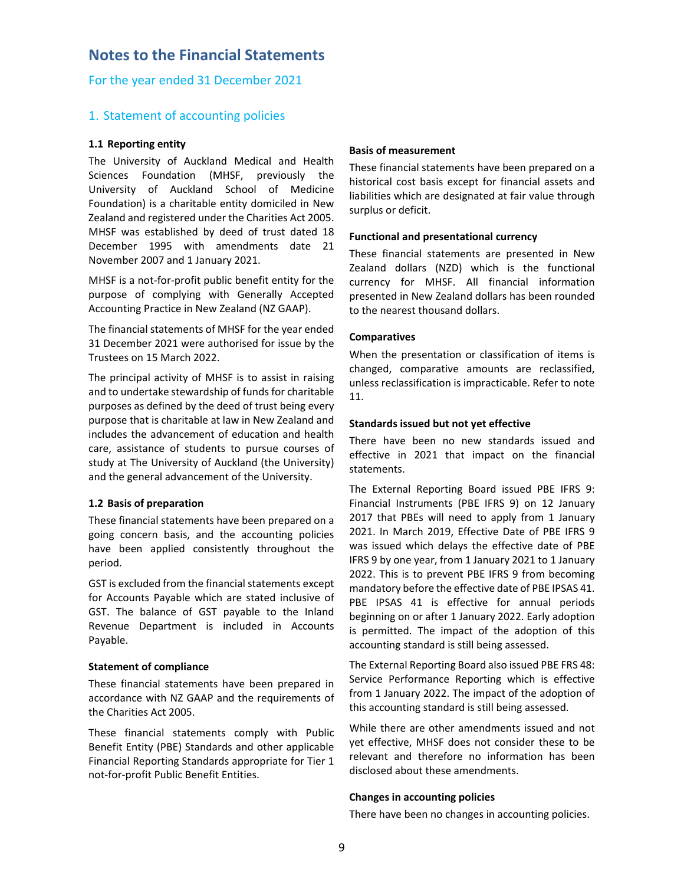# Notes to the Financial Statements

## For the year ended 31 December 2021

## 1. Statement of accounting policies

### 1.1 Reporting entity

The University of Auckland Medical and Health Sciences Foundation (MHSF, previously the University of Auckland School of Medicine Foundation) is a charitable entity domiciled in New Zealand and registered under the Charities Act 2005. MHSF was established by deed of trust dated 18 December 1995 with amendments date 21 November 2007 and 1 January 2021.

MHSF is a not-for-profit public benefit entity for the purpose of complying with Generally Accepted Accounting Practice in New Zealand (NZ GAAP).

The financial statements of MHSF for the year ended 31 December 2021 were authorised for issue by the Trustees on 15 March 2022.

The principal activity of MHSF is to assist in raising and to undertake stewardship of funds for charitable purposes as defined by the deed of trust being every purpose that is charitable at law in New Zealand and includes the advancement of education and health care, assistance of students to pursue courses of study at The University of Auckland (the University) and the general advancement of the University.

### 1.2 Basis of preparation

These financial statements have been prepared on a going concern basis, and the accounting policies have been applied consistently throughout the period.

GST is excluded from the financial statements except for Accounts Payable which are stated inclusive of GST. The balance of GST payable to the Inland Revenue Department is included in Accounts Payable.

**Statement of compliance**

These financial statements have been prepared in accordance with NZ GAAP and the requirements of the Charities Act 2005.

These financial statements comply with Public Benefit Entity (PBE) Standards and other applicable Financial Reporting Standards appropriate for Tier 1 not-for-profit Public Benefit Entities.

**Basis of measurement**

These financial statements have been prepared on a historical cost basis except for financial assets and liabilities which are designated at fair value through surplus or deficit.

**Functional and presentational currency**

These financial statements are presented in New Zealand dollars (NZD) which is the functional currency for MHSF. All financial information presented in New Zealand dollars has been rounded to the nearest thousand dollars.

**Comparatives**

When the presentation or classification of items is changed, comparative amounts are reclassified, unless reclassification is impracticable. Refer to note 11.

**Standards issued but not yet effective**

There have been no new standards issued and effective in 2021 that impact on the financial statements.

The External Reporting Board issued PBE IFRS 9: Financial Instruments (PBE IFRS 9) on 12 January 2017 that PBEs will need to apply from 1 January 2021. In March 2019, Effective Date of PBE IFRS 9 was issued which delays the effective date of PBE IFRS 9 by one year, from 1 January 2021 to 1 January 2022. This is to prevent PBE IFRS 9 from becoming mandatory before the effective date of PBE IPSAS 41. PBE IPSAS 41 is effective for annual periods beginning on or after 1 January 2022. Early adoption is permitted. The impact of the adoption of this accounting standard is still being assessed.

The External Reporting Board also issued PBE FRS 48: Service Performance Reporting which is effective from 1 January 2022. The impact of the adoption of this accounting standard is still being assessed.

While there are other amendments issued and not yet effective, MHSF does not consider these to be relevant and therefore no information has been disclosed about these amendments.

**Changes in accounting policies**

There have been no changes in accounting policies.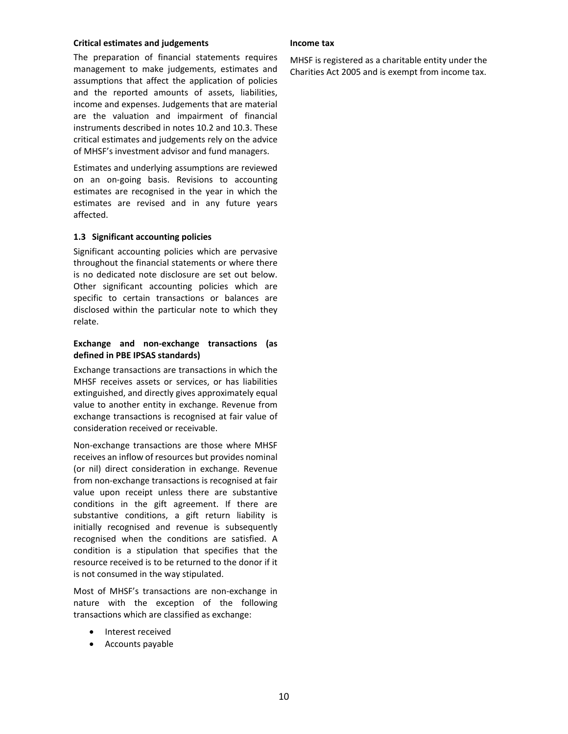**Critical estimates and judgements**

The preparation of financial statements requires management to make judgements, estimates and assumptions that affect the application of policies and the reported amounts of assets, liabilities, income and expenses. Judgements that are material are the valuation and impairment of financial instruments described in notes 10.2 and 10.3. These critical estimates and judgements rely on the advice of MHSF's investment advisor and fund managers.

Estimates and underlying assumptions are reviewed on an on-going basis. Revisions to accounting estimates are recognised in the year in which the estimates are revised and in any future years affected.

### 1.3 Significant accounting policies

Significant accounting policies which are pervasive throughout the financial statements or where there is no dedicated note disclosure are set out below. Other significant accounting policies which are specific to certain transactions or balances are disclosed within the particular note to which they relate.

**Exchange and non-exchange transactions (as defined in PBE IPSAS standards)**

Exchange transactions are transactions in which the MHSF receives assets or services, or has liabilities extinguished, and directly gives approximately equal value to another entity in exchange. Revenue from exchange transactions is recognised at fair value of consideration received or receivable.

Non-exchange transactions are those where MHSF receives an inflow of resources but provides nominal (or nil) direct consideration in exchange. Revenue from non-exchange transactions is recognised at fair value upon receipt unless there are substantive conditions in the gift agreement. If there are substantive conditions, a gift return liability is initially recognised and revenue is subsequently recognised when the conditions are satisfied. A condition is a stipulation that specifies that the resource received is to be returned to the donor if it is not consumed in the way stipulated.

Most of MHSF's transactions are non-exchange in nature with the exception of the following transactions which are classified as exchange:

- Interest received
- Accounts payable

**Income tax**

MHSF is registered as a charitable entity under the Charities Act 2005 and is exempt from income tax.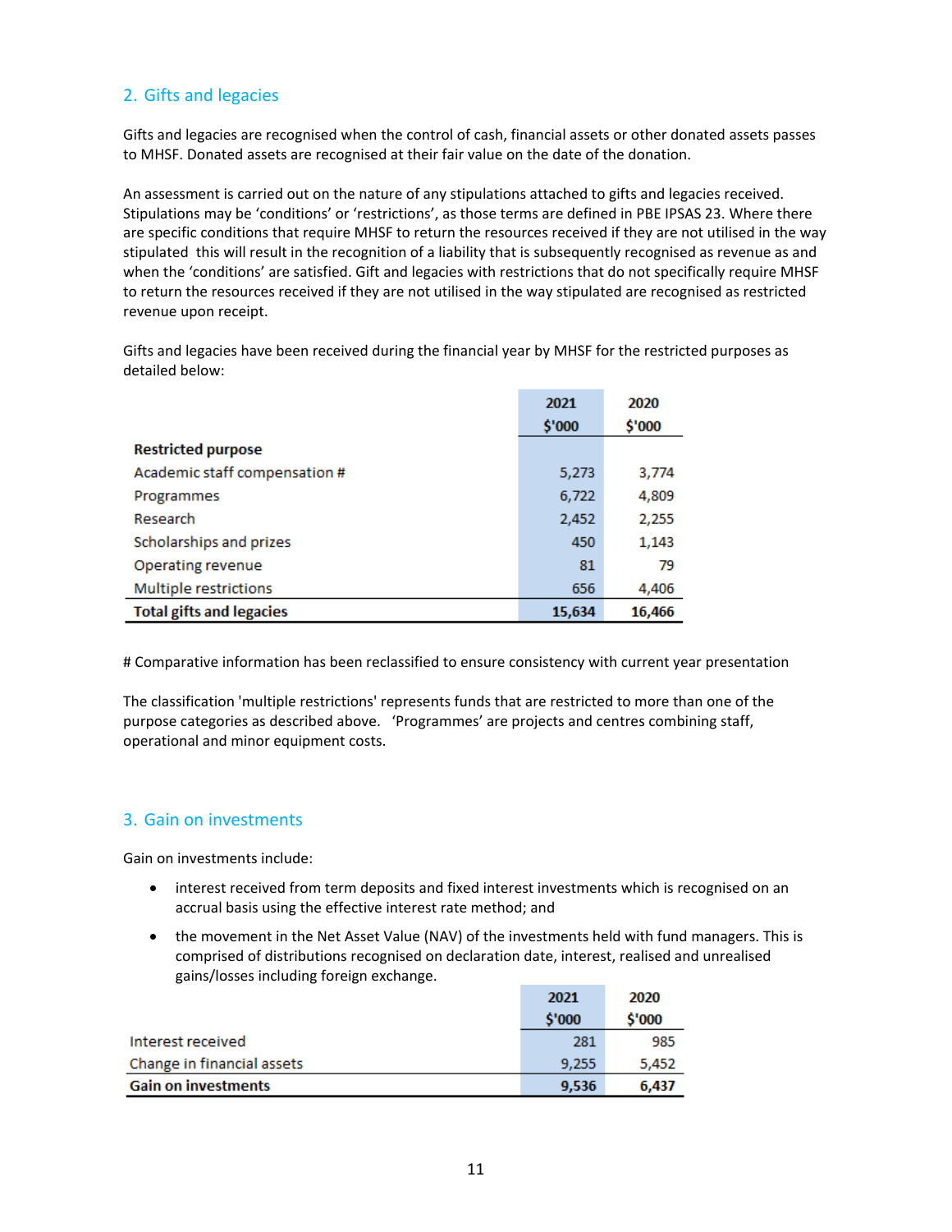## 2. Gifts and legacies

Gifts and legacies are recognised when the control of cash, financial assets or other donated assets passes to MHSF. Donated assets are recognised at their fair value on the date of the donation.

An assessment is carried out on the nature of any stipulations attached to gifts and legacies received. Stipulations may be 'conditions' or 'restrictions', as those terms are defined in PBE IPSAS 23. Where there are specific conditions that require MHSF to return the resources received if they are not utilised in the way stipulated this will result in the recognition of a liability that is subsequently recognised as revenue as and when the 'conditions' are satisfied. Gift and legacies with restrictions that do not specifically require MHSF to return the resources received if they are not utilised in the way stipulated are recognised as restricted revenue upon receipt.

Gifts and legacies have been received during the financial year by MHSF for the restricted purposes as detailed below:

| | 2021<br>$'000 | 2020<br>$'000 |
|---|---|---|
| **Restricted purpose** | | |
| Academic staff compensation # | 5,273 | 3,774 |
| Programmes | 6,722 | 4,809 |
| Research | 2,452 | 2,255 |
| Scholarships and prizes | 450 | 1,143 |
| Operating revenue | 81 | 79 |
| Multiple restrictions | 656 | 4,406 |
| **Total gifts and legacies** | **15,634** | **16,466** |

# Comparative information has been reclassified to ensure consistency with current year presentation

The classification 'multiple restrictions' represents funds that are restricted to more than one of the purpose categories as described above. 'Programmes' are projects and centres combining staff, operational and minor equipment costs.

## 3. Gain on investments

Gain on investments include:

- interest received from term deposits and fixed interest investments which is recognised on an accrual basis using the effective interest rate method; and
- the movement in the Net Asset Value (NAV) of the investments held with fund managers. This is comprised of distributions recognised on declaration date, interest, realised and unrealised gains/losses including foreign exchange.

| | 2021<br>$'000 | 2020<br>$'000 |
|---|---|---|
| Interest received | 281 | 985 |
| Change in financial assets | 9,255 | 5,452 |
| **Gain on investments** | **9,536** | **6,437** |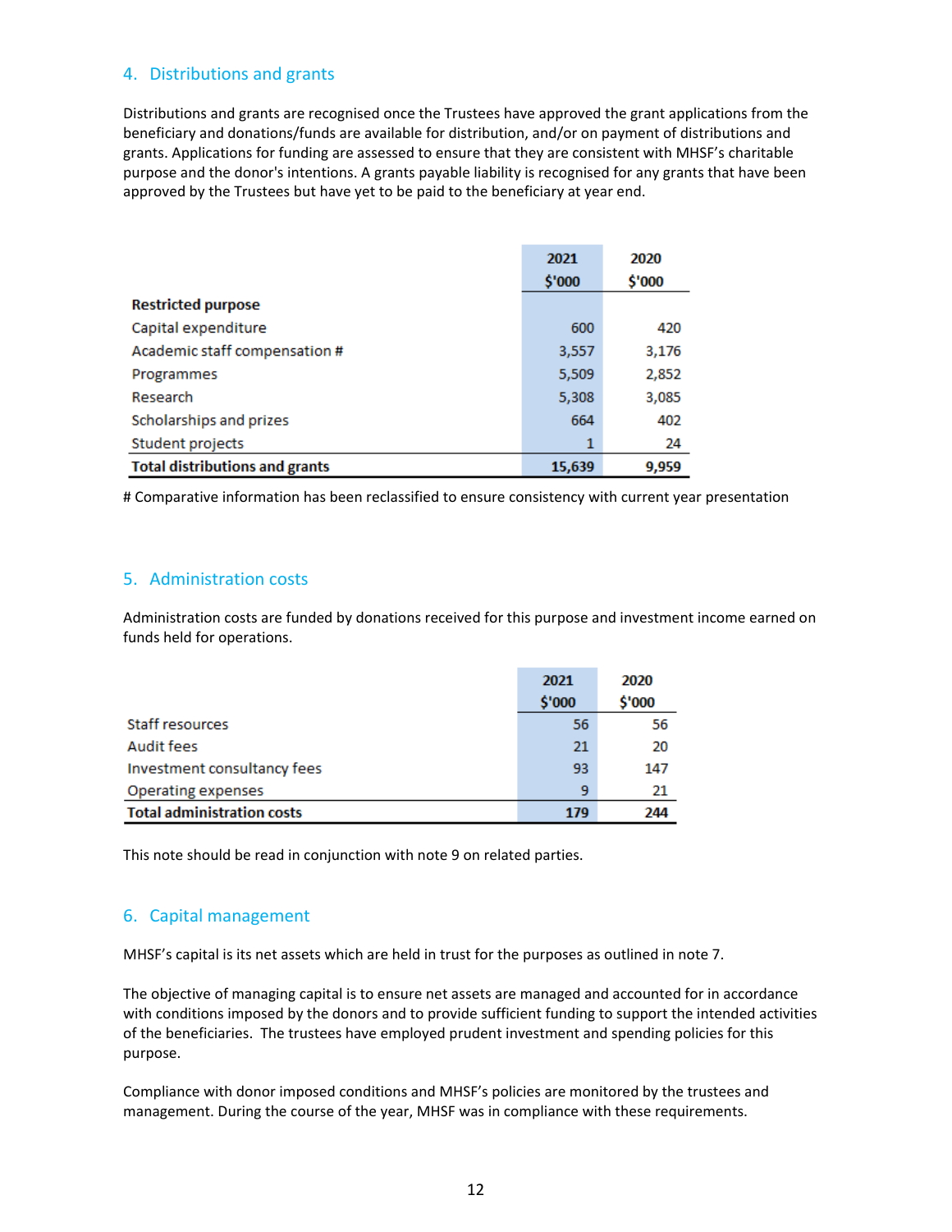## 4. Distributions and grants

Distributions and grants are recognised once the Trustees have approved the grant applications from the beneficiary and donations/funds are available for distribution, and/or on payment of distributions and grants. Applications for funding are assessed to ensure that they are consistent with MHSF's charitable purpose and the donor's intentions. A grants payable liability is recognised for any grants that have been approved by the Trustees but have yet to be paid to the beneficiary at year end.

| | 2021 $'000 | 2020 $'000 |
|---|---|---|
| **Restricted purpose** | | |
| Capital expenditure | 600 | 420 |
| Academic staff compensation # | 3,557 | 3,176 |
| Programmes | 5,509 | 2,852 |
| Research | 5,308 | 3,085 |
| Scholarships and prizes | 664 | 402 |
| Student projects | 1 | 24 |
| **Total distributions and grants** | **15,639** | **9,959** |

# Comparative information has been reclassified to ensure consistency with current year presentation

## 5. Administration costs

Administration costs are funded by donations received for this purpose and investment income earned on funds held for operations.

| | 2021 $'000 | 2020 $'000 |
|---|---|---|
| Staff resources | 56 | 56 |
| Audit fees | 21 | 20 |
| Investment consultancy fees | 93 | 147 |
| Operating expenses | 9 | 21 |
| **Total administration costs** | **179** | **244** |

This note should be read in conjunction with note 9 on related parties.

## 6. Capital management

MHSF's capital is its net assets which are held in trust for the purposes as outlined in note 7.

The objective of managing capital is to ensure net assets are managed and accounted for in accordance with conditions imposed by the donors and to provide sufficient funding to support the intended activities of the beneficiaries. The trustees have employed prudent investment and spending policies for this purpose.

Compliance with donor imposed conditions and MHSF's policies are monitored by the trustees and management. During the course of the year, MHSF was in compliance with these requirements.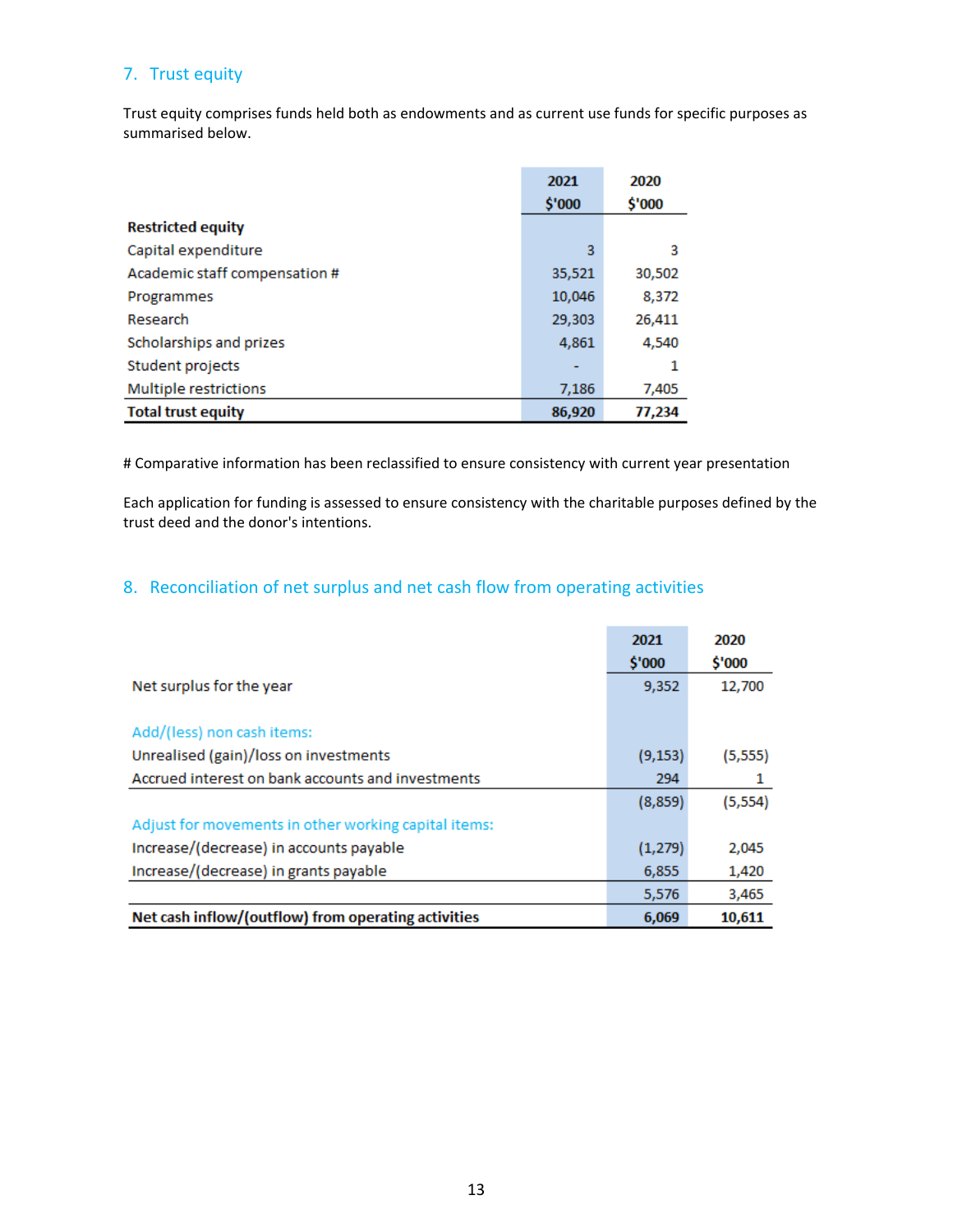## 7. Trust equity

Trust equity comprises funds held both as endowments and as current use funds for specific purposes as summarised below.

| | 2021<br>$'000 | 2020<br>$'000 |
|---|---|---|
| **Restricted equity** | | |
| Capital expenditure | 3 | 3 |
| Academic staff compensation # | 35,521 | 30,502 |
| Programmes | 10,046 | 8,372 |
| Research | 29,303 | 26,411 |
| Scholarships and prizes | 4,861 | 4,540 |
| Student projects | - | 1 |
| Multiple restrictions | 7,186 | 7,405 |
| **Total trust equity** | **86,920** | **77,234** |

# Comparative information has been reclassified to ensure consistency with current year presentation

Each application for funding is assessed to ensure consistency with the charitable purposes defined by the trust deed and the donor's intentions.

## 8. Reconciliation of net surplus and net cash flow from operating activities

| | 2021<br>$'000 | 2020<br>$'000 |
|---|---|---|
| Net surplus for the year | 9,352 | 12,700 |
| | | |
| Add/(less) non cash items: | | |
| Unrealised (gain)/loss on investments | (9,153) | (5,555) |
| Accrued interest on bank accounts and investments | 294 | 1 |
| | (8,859) | (5,554) |
| Adjust for movements in other working capital items: | | |
| Increase/(decrease) in accounts payable | (1,279) | 2,045 |
| Increase/(decrease) in grants payable | 6,855 | 1,420 |
| | 5,576 | 3,465 |
| **Net cash inflow/(outflow) from operating activities** | **6,069** | **10,611** |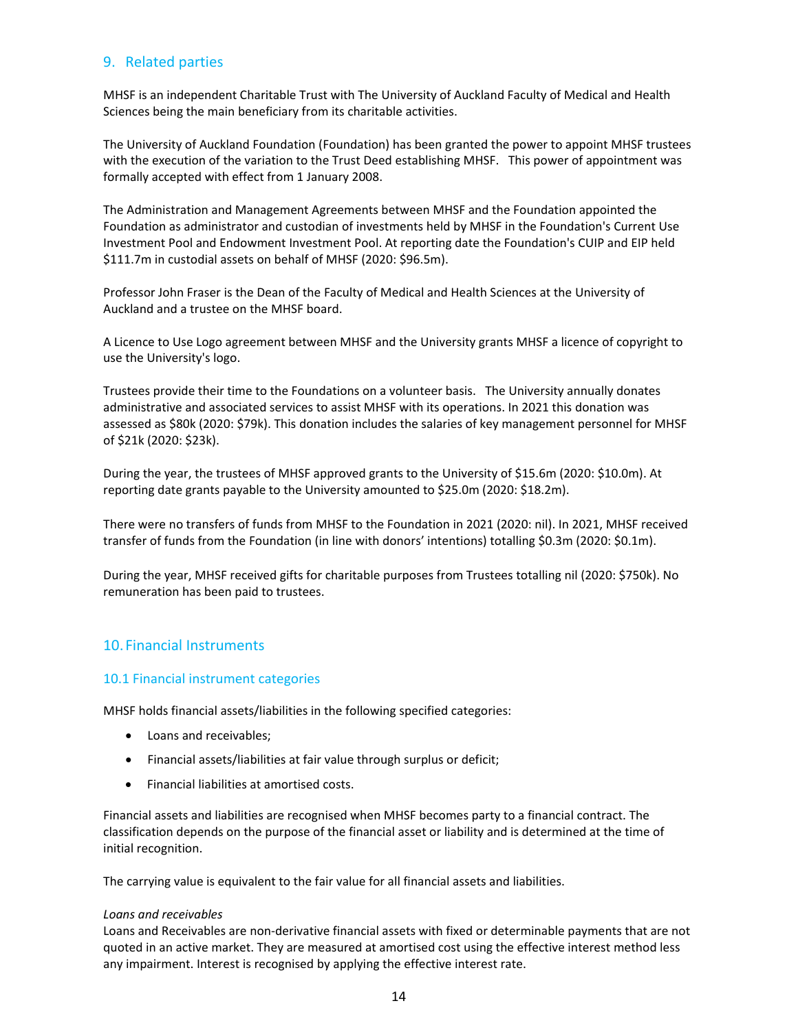## 9. Related parties

MHSF is an independent Charitable Trust with The University of Auckland Faculty of Medical and Health Sciences being the main beneficiary from its charitable activities.

The University of Auckland Foundation (Foundation) has been granted the power to appoint MHSF trustees with the execution of the variation to the Trust Deed establishing MHSF. This power of appointment was formally accepted with effect from 1 January 2008.

The Administration and Management Agreements between MHSF and the Foundation appointed the Foundation as administrator and custodian of investments held by MHSF in the Foundation's Current Use Investment Pool and Endowment Investment Pool. At reporting date the Foundation's CUIP and EIP held $111.7m in custodial assets on behalf of MHSF (2020: $96.5m).

Professor John Fraser is the Dean of the Faculty of Medical and Health Sciences at the University of Auckland and a trustee on the MHSF board.

A Licence to Use Logo agreement between MHSF and the University grants MHSF a licence of copyright to use the University's logo.

Trustees provide their time to the Foundations on a volunteer basis. The University annually donates administrative and associated services to assist MHSF with its operations. In 2021 this donation was assessed as $80k (2020: $79k). This donation includes the salaries of key management personnel for MHSF of $21k (2020: $23k).

During the year, the trustees of MHSF approved grants to the University of $15.6m (2020: $10.0m). At reporting date grants payable to the University amounted to $25.0m (2020: $18.2m).

There were no transfers of funds from MHSF to the Foundation in 2021 (2020: nil). In 2021, MHSF received transfer of funds from the Foundation (in line with donors' intentions) totalling $0.3m (2020: $0.1m).

During the year, MHSF received gifts for charitable purposes from Trustees totalling nil (2020: $750k). No remuneration has been paid to trustees.

## 10. Financial Instruments

### 10.1 Financial instrument categories

MHSF holds financial assets/liabilities in the following specified categories:

- Loans and receivables;
- Financial assets/liabilities at fair value through surplus or deficit;
- Financial liabilities at amortised costs.

Financial assets and liabilities are recognised when MHSF becomes party to a financial contract. The classification depends on the purpose of the financial asset or liability and is determined at the time of initial recognition.

The carrying value is equivalent to the fair value for all financial assets and liabilities.

*Loans and receivables*
Loans and Receivables are non-derivative financial assets with fixed or determinable payments that are not quoted in an active market. They are measured at amortised cost using the effective interest method less any impairment. Interest is recognised by applying the effective interest rate.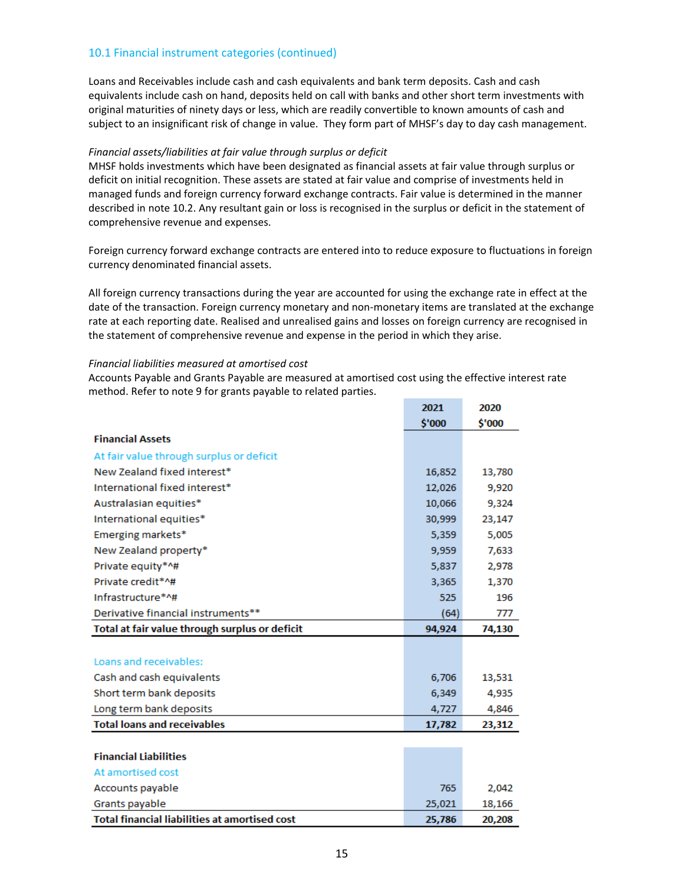### 10.1 Financial instrument categories (continued)

Loans and Receivables include cash and cash equivalents and bank term deposits. Cash and cash equivalents include cash on hand, deposits held on call with banks and other short term investments with original maturities of ninety days or less, which are readily convertible to known amounts of cash and subject to an insignificant risk of change in value. They form part of MHSF's day to day cash management.

*Financial assets/liabilities at fair value through surplus or deficit*
MHSF holds investments which have been designated as financial assets at fair value through surplus or deficit on initial recognition. These assets are stated at fair value and comprise of investments held in managed funds and foreign currency forward exchange contracts. Fair value is determined in the manner described in note 10.2. Any resultant gain or loss is recognised in the surplus or deficit in the statement of comprehensive revenue and expenses.

Foreign currency forward exchange contracts are entered into to reduce exposure to fluctuations in foreign currency denominated financial assets.

All foreign currency transactions during the year are accounted for using the exchange rate in effect at the date of the transaction. Foreign currency monetary and non-monetary items are translated at the exchange rate at each reporting date. Realised and unrealised gains and losses on foreign currency are recognised in the statement of comprehensive revenue and expense in the period in which they arise.

*Financial liabilities measured at amortised cost*
Accounts Payable and Grants Payable are measured at amortised cost using the effective interest rate method. Refer to note 9 for grants payable to related parties.

| | 2021 $'000 | 2020 $'000 |
|---|---|---|
| **Financial Assets** | | |
| At fair value through surplus or deficit | | |
| New Zealand fixed interest* | 16,852 | 13,780 |
| International fixed interest* | 12,026 | 9,920 |
| Australasian equities* | 10,066 | 9,324 |
| International equities* | 30,999 | 23,147 |
| Emerging markets* | 5,359 | 5,005 |
| New Zealand property* | 9,959 | 7,633 |
| Private equity*^# | 5,837 | 2,978 |
| Private credit*^# | 3,365 | 1,370 |
| Infrastructure*^# | 525 | 196 |
| Derivative financial instruments** | (64) | 777 |
| **Total at fair value through surplus or deficit** | **94,924** | **74,130** |
| | | |
| Loans and receivables: | | |
| Cash and cash equivalents | 6,706 | 13,531 |
| Short term bank deposits | 6,349 | 4,935 |
| Long term bank deposits | 4,727 | 4,846 |
| **Total loans and receivables** | **17,782** | **23,312** |
| | | |
| **Financial Liabilities** | | |
| At amortised cost | | |
| Accounts payable | 765 | 2,042 |
| Grants payable | 25,021 | 18,166 |
| **Total financial liabilities at amortised cost** | **25,786** | **20,208** |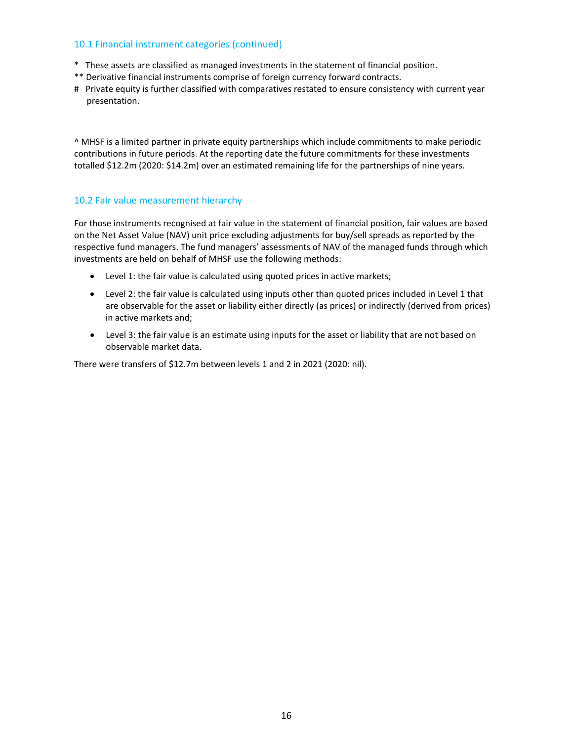### 10.1 Financial instrument categories (continued)

\* These assets are classified as managed investments in the statement of financial position.
\*\* Derivative financial instruments comprise of foreign currency forward contracts.
\# Private equity is further classified with comparatives restated to ensure consistency with current year presentation.

^ MHSF is a limited partner in private equity partnerships which include commitments to make periodic contributions in future periods. At the reporting date the future commitments for these investments totalled $12.2m (2020: $14.2m) over an estimated remaining life for the partnerships of nine years.

### 10.2 Fair value measurement hierarchy

For those instruments recognised at fair value in the statement of financial position, fair values are based on the Net Asset Value (NAV) unit price excluding adjustments for buy/sell spreads as reported by the respective fund managers. The fund managers' assessments of NAV of the managed funds through which investments are held on behalf of MHSF use the following methods:

- Level 1: the fair value is calculated using quoted prices in active markets;
- Level 2: the fair value is calculated using inputs other than quoted prices included in Level 1 that are observable for the asset or liability either directly (as prices) or indirectly (derived from prices) in active markets and;
- Level 3: the fair value is an estimate using inputs for the asset or liability that are not based on observable market data.

There were transfers of $12.7m between levels 1 and 2 in 2021 (2020: nil).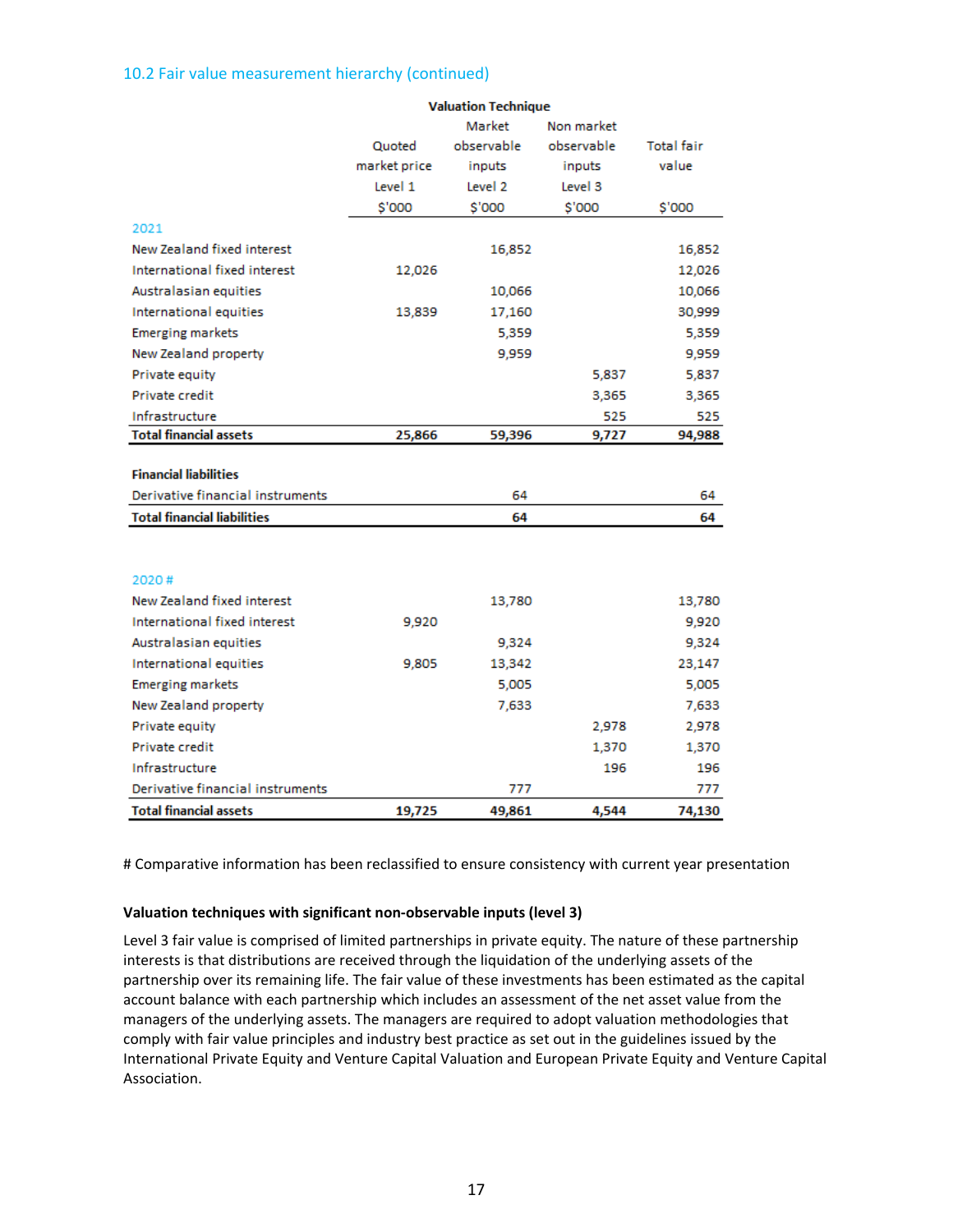### 10.2 Fair value measurement hierarchy (continued)

| | Valuation Technique | | | |
|---|---|---|---|---|
| | Quoted market price Level 1 $'000 | Market observable inputs Level 2 $'000 | Non market observable inputs Level 3 $'000 | Total fair value $'000 |
| **2021** | | | | |
| New Zealand fixed interest | | 16,852 | | 16,852 |
| International fixed interest | 12,026 | | | 12,026 |
| Australasian equities | | 10,066 | | 10,066 |
| International equities | 13,839 | 17,160 | | 30,999 |
| Emerging markets | | 5,359 | | 5,359 |
| New Zealand property | | 9,959 | | 9,959 |
| Private equity | | | 5,837 | 5,837 |
| Private credit | | | 3,365 | 3,365 |
| Infrastructure | | | 525 | 525 |
| **Total financial assets** | **25,866** | **59,396** | **9,727** | **94,988** |
| | | | | |
| **Financial liabilities** | | | | |
| Derivative financial instruments | | 64 | | 64 |
| **Total financial liabilities** | | **64** | | **64** |
| | | | | |
| **2020 #** | | | | |
| New Zealand fixed interest | | 13,780 | | 13,780 |
| International fixed interest | 9,920 | | | 9,920 |
| Australasian equities | | 9,324 | | 9,324 |
| International equities | 9,805 | 13,342 | | 23,147 |
| Emerging markets | | 5,005 | | 5,005 |
| New Zealand property | | 7,633 | | 7,633 |
| Private equity | | | 2,978 | 2,978 |
| Private credit | | | 1,370 | 1,370 |
| Infrastructure | | | 196 | 196 |
| Derivative financial instruments | | 777 | | 777 |
| **Total financial assets** | **19,725** | **49,861** | **4,544** | **74,130** |

# Comparative information has been reclassified to ensure consistency with current year presentation

**Valuation techniques with significant non-observable inputs (level 3)**

Level 3 fair value is comprised of limited partnerships in private equity. The nature of these partnership interests is that distributions are received through the liquidation of the underlying assets of the partnership over its remaining life. The fair value of these investments has been estimated as the capital account balance with each partnership which includes an assessment of the net asset value from the managers of the underlying assets. The managers are required to adopt valuation methodologies that comply with fair value principles and industry best practice as set out in the guidelines issued by the International Private Equity and Venture Capital Valuation and European Private Equity and Venture Capital Association.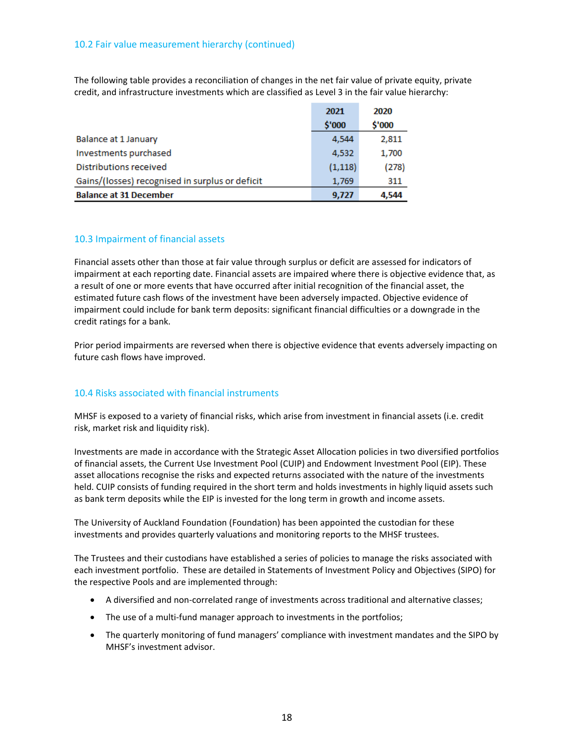### 10.2 Fair value measurement hierarchy (continued)

The following table provides a reconciliation of changes in the net fair value of private equity, private credit, and infrastructure investments which are classified as Level 3 in the fair value hierarchy:

| | 2021<br>$'000 | 2020<br>$'000 |
|---|---|---|
| Balance at 1 January | 4,544 | 2,811 |
| Investments purchased | 4,532 | 1,700 |
| Distributions received | (1,118) | (278) |
| Gains/(losses) recognised in surplus or deficit | 1,769 | 311 |
| **Balance at 31 December** | **9,727** | **4,544** |

### 10.3 Impairment of financial assets

Financial assets other than those at fair value through surplus or deficit are assessed for indicators of impairment at each reporting date. Financial assets are impaired where there is objective evidence that, as a result of one or more events that have occurred after initial recognition of the financial asset, the estimated future cash flows of the investment have been adversely impacted. Objective evidence of impairment could include for bank term deposits: significant financial difficulties or a downgrade in the credit ratings for a bank.

Prior period impairments are reversed when there is objective evidence that events adversely impacting on future cash flows have improved.

### 10.4 Risks associated with financial instruments

MHSF is exposed to a variety of financial risks, which arise from investment in financial assets (i.e. credit risk, market risk and liquidity risk).

Investments are made in accordance with the Strategic Asset Allocation policies in two diversified portfolios of financial assets, the Current Use Investment Pool (CUIP) and Endowment Investment Pool (EIP). These asset allocations recognise the risks and expected returns associated with the nature of the investments held. CUIP consists of funding required in the short term and holds investments in highly liquid assets such as bank term deposits while the EIP is invested for the long term in growth and income assets.

The University of Auckland Foundation (Foundation) has been appointed the custodian for these investments and provides quarterly valuations and monitoring reports to the MHSF trustees.

The Trustees and their custodians have established a series of policies to manage the risks associated with each investment portfolio. These are detailed in Statements of Investment Policy and Objectives (SIPO) for the respective Pools and are implemented through:

- A diversified and non-correlated range of investments across traditional and alternative classes;
- The use of a multi-fund manager approach to investments in the portfolios;
- The quarterly monitoring of fund managers' compliance with investment mandates and the SIPO by MHSF's investment advisor.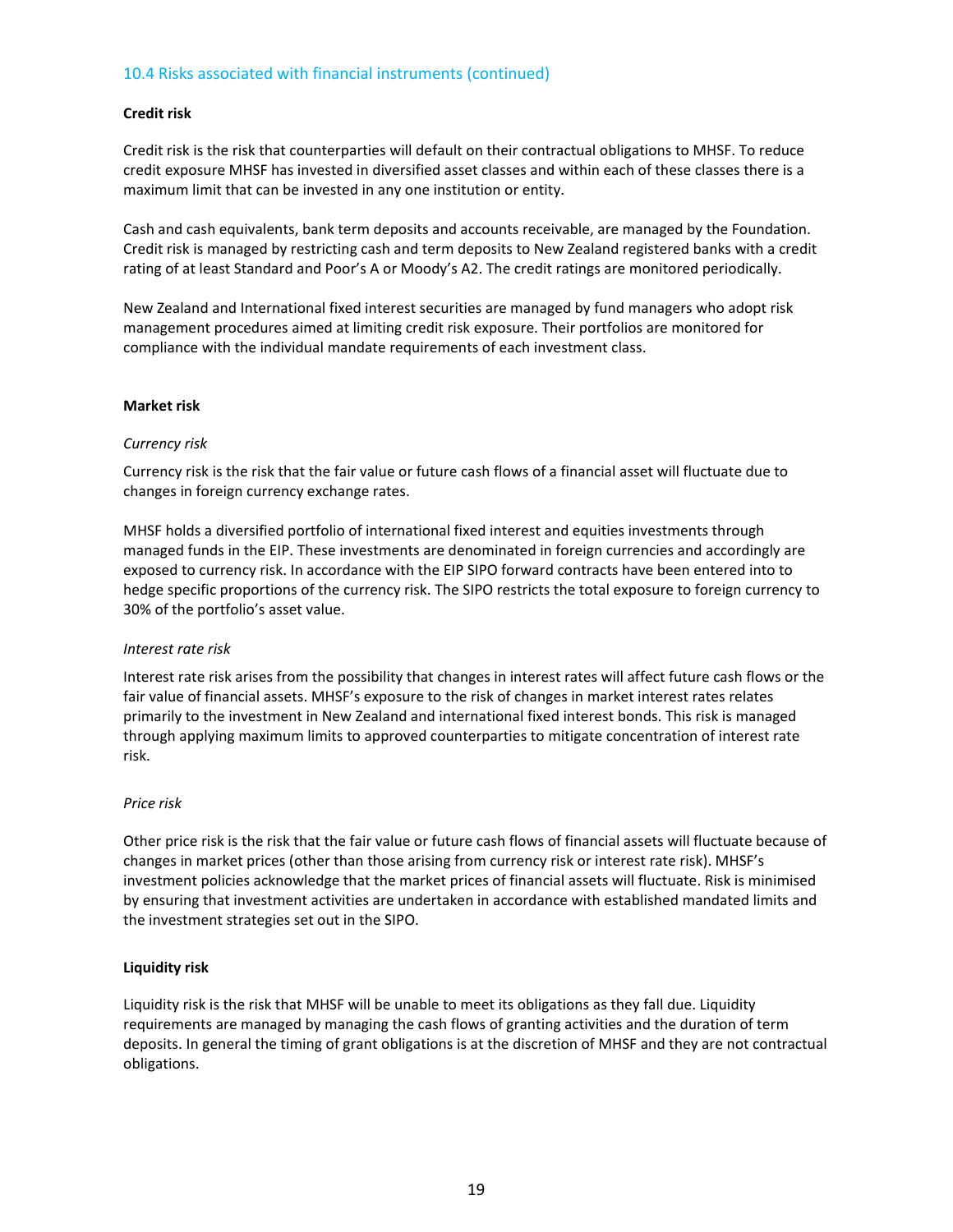## 10.4 Risks associated with financial instruments (continued)

**Credit risk**

Credit risk is the risk that counterparties will default on their contractual obligations to MHSF. To reduce credit exposure MHSF has invested in diversified asset classes and within each of these classes there is a maximum limit that can be invested in any one institution or entity.

Cash and cash equivalents, bank term deposits and accounts receivable, are managed by the Foundation. Credit risk is managed by restricting cash and term deposits to New Zealand registered banks with a credit rating of at least Standard and Poor's A or Moody's A2. The credit ratings are monitored periodically.

New Zealand and International fixed interest securities are managed by fund managers who adopt risk management procedures aimed at limiting credit risk exposure. Their portfolios are monitored for compliance with the individual mandate requirements of each investment class.

**Market risk**

*Currency risk*

Currency risk is the risk that the fair value or future cash flows of a financial asset will fluctuate due to changes in foreign currency exchange rates.

MHSF holds a diversified portfolio of international fixed interest and equities investments through managed funds in the EIP. These investments are denominated in foreign currencies and accordingly are exposed to currency risk. In accordance with the EIP SIPO forward contracts have been entered into to hedge specific proportions of the currency risk. The SIPO restricts the total exposure to foreign currency to 30% of the portfolio's asset value.

*Interest rate risk*

Interest rate risk arises from the possibility that changes in interest rates will affect future cash flows or the fair value of financial assets. MHSF's exposure to the risk of changes in market interest rates relates primarily to the investment in New Zealand and international fixed interest bonds. This risk is managed through applying maximum limits to approved counterparties to mitigate concentration of interest rate risk.

*Price risk*

Other price risk is the risk that the fair value or future cash flows of financial assets will fluctuate because of changes in market prices (other than those arising from currency risk or interest rate risk). MHSF's investment policies acknowledge that the market prices of financial assets will fluctuate. Risk is minimised by ensuring that investment activities are undertaken in accordance with established mandated limits and the investment strategies set out in the SIPO.

**Liquidity risk**

Liquidity risk is the risk that MHSF will be unable to meet its obligations as they fall due. Liquidity requirements are managed by managing the cash flows of granting activities and the duration of term deposits. In general the timing of grant obligations is at the discretion of MHSF and they are not contractual obligations.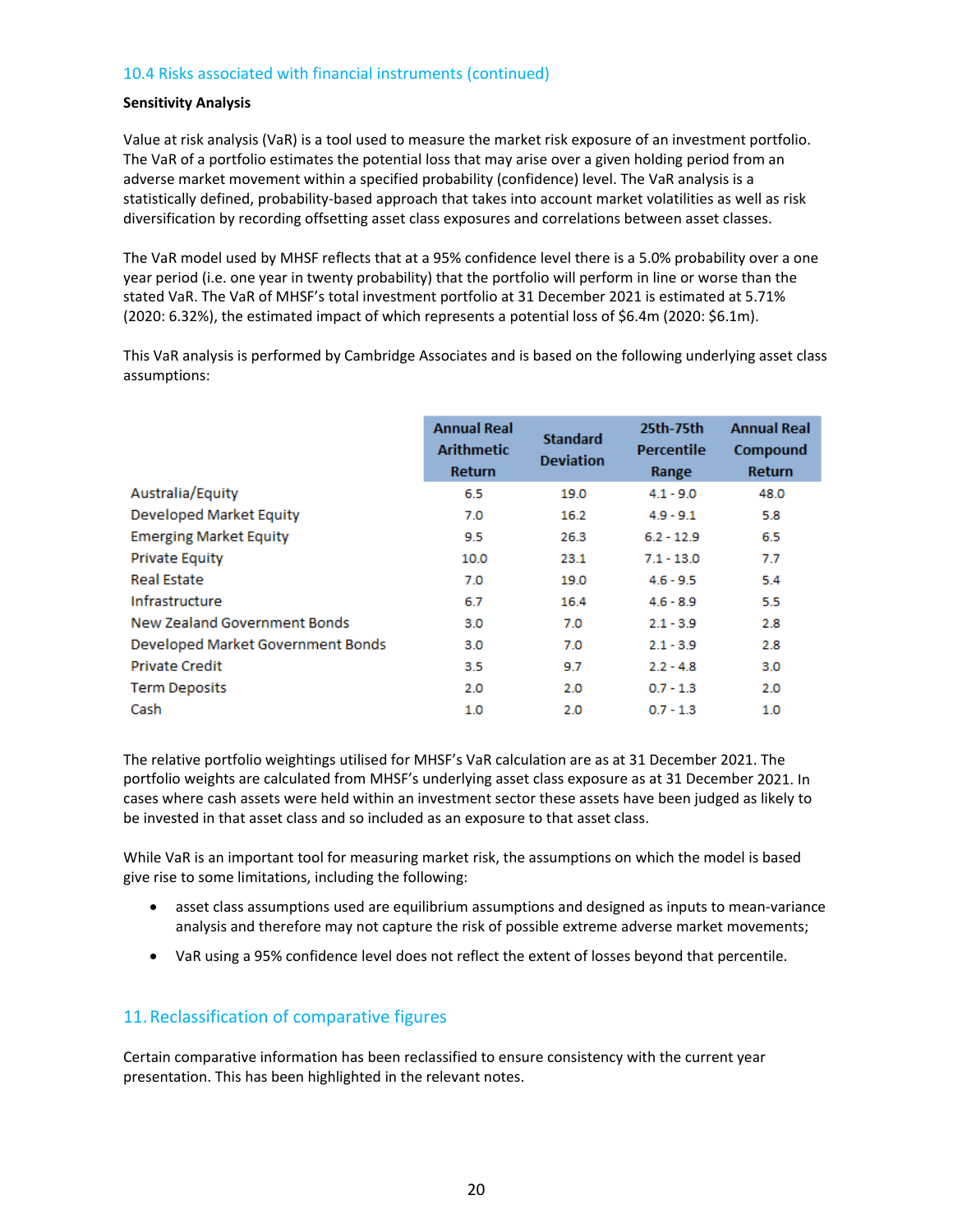### 10.4 Risks associated with financial instruments (continued)

**Sensitivity Analysis**

Value at risk analysis (VaR) is a tool used to measure the market risk exposure of an investment portfolio. The VaR of a portfolio estimates the potential loss that may arise over a given holding period from an adverse market movement within a specified probability (confidence) level. The VaR analysis is a statistically defined, probability-based approach that takes into account market volatilities as well as risk diversification by recording offsetting asset class exposures and correlations between asset classes.

The VaR model used by MHSF reflects that at a 95% confidence level there is a 5.0% probability over a one year period (i.e. one year in twenty probability) that the portfolio will perform in line or worse than the stated VaR. The VaR of MHSF's total investment portfolio at 31 December 2021 is estimated at 5.71% (2020: 6.32%), the estimated impact of which represents a potential loss of $6.4m (2020: $6.1m).

This VaR analysis is performed by Cambridge Associates and is based on the following underlying asset class assumptions:

| | Annual Real Arithmetic Return | Standard Deviation | 25th-75th Percentile Range | Annual Real Compound Return |
|---|---|---|---|---|
| Australia/Equity | 6.5 | 19.0 | 4.1 - 9.0 | 48.0 |
| Developed Market Equity | 7.0 | 16.2 | 4.9 - 9.1 | 5.8 |
| Emerging Market Equity | 9.5 | 26.3 | 6.2 - 12.9 | 6.5 |
| Private Equity | 10.0 | 23.1 | 7.1 - 13.0 | 7.7 |
| Real Estate | 7.0 | 19.0 | 4.6 - 9.5 | 5.4 |
| Infrastructure | 6.7 | 16.4 | 4.6 - 8.9 | 5.5 |
| New Zealand Government Bonds | 3.0 | 7.0 | 2.1 - 3.9 | 2.8 |
| Developed Market Government Bonds | 3.0 | 7.0 | 2.1 - 3.9 | 2.8 |
| Private Credit | 3.5 | 9.7 | 2.2 - 4.8 | 3.0 |
| Term Deposits | 2.0 | 2.0 | 0.7 - 1.3 | 2.0 |
| Cash | 1.0 | 2.0 | 0.7 - 1.3 | 1.0 |

The relative portfolio weightings utilised for MHSF's VaR calculation are as at 31 December 2021. The portfolio weights are calculated from MHSF's underlying asset class exposure as at 31 December 2021. In cases where cash assets were held within an investment sector these assets have been judged as likely to be invested in that asset class and so included as an exposure to that asset class.

While VaR is an important tool for measuring market risk, the assumptions on which the model is based give rise to some limitations, including the following:

- asset class assumptions used are equilibrium assumptions and designed as inputs to mean-variance analysis and therefore may not capture the risk of possible extreme adverse market movements;
- VaR using a 95% confidence level does not reflect the extent of losses beyond that percentile.

## 11. Reclassification of comparative figures

Certain comparative information has been reclassified to ensure consistency with the current year presentation. This has been highlighted in the relevant notes.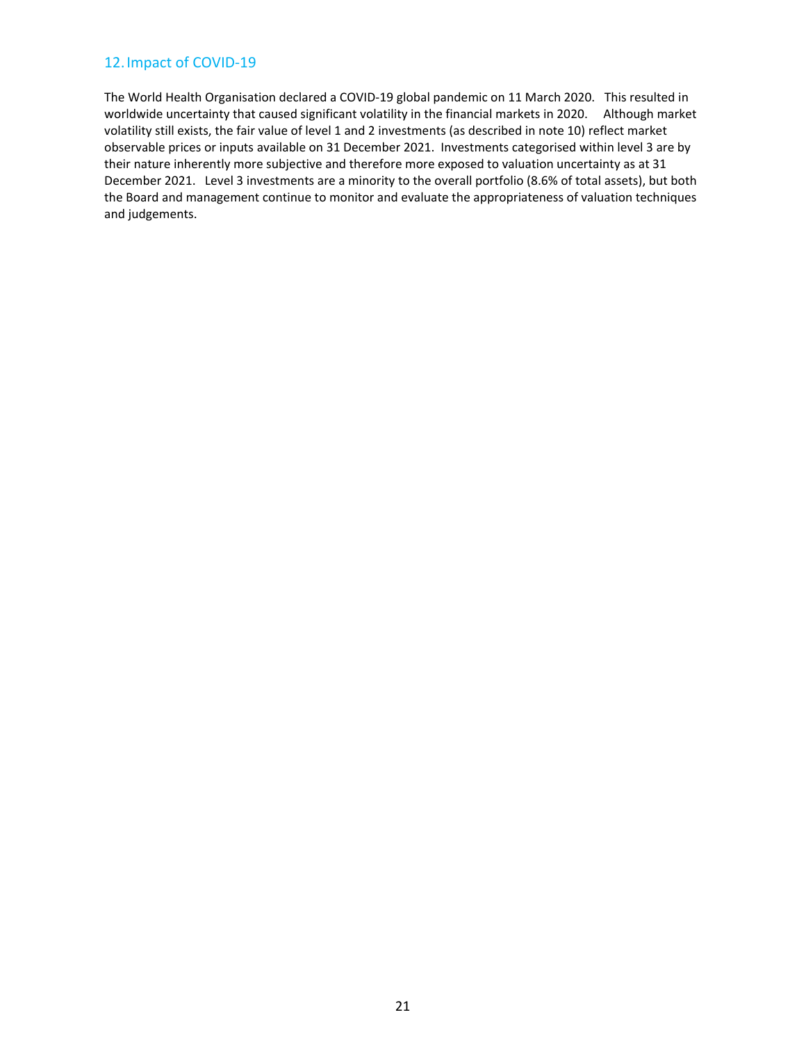## 12. Impact of COVID-19

The World Health Organisation declared a COVID-19 global pandemic on 11 March 2020. This resulted in worldwide uncertainty that caused significant volatility in the financial markets in 2020. Although market volatility still exists, the fair value of level 1 and 2 investments (as described in note 10) reflect market observable prices or inputs available on 31 December 2021. Investments categorised within level 3 are by their nature inherently more subjective and therefore more exposed to valuation uncertainty as at 31 December 2021. Level 3 investments are a minority to the overall portfolio (8.6% of total assets), but both the Board and management continue to monitor and evaluate the appropriateness of valuation techniques and judgements.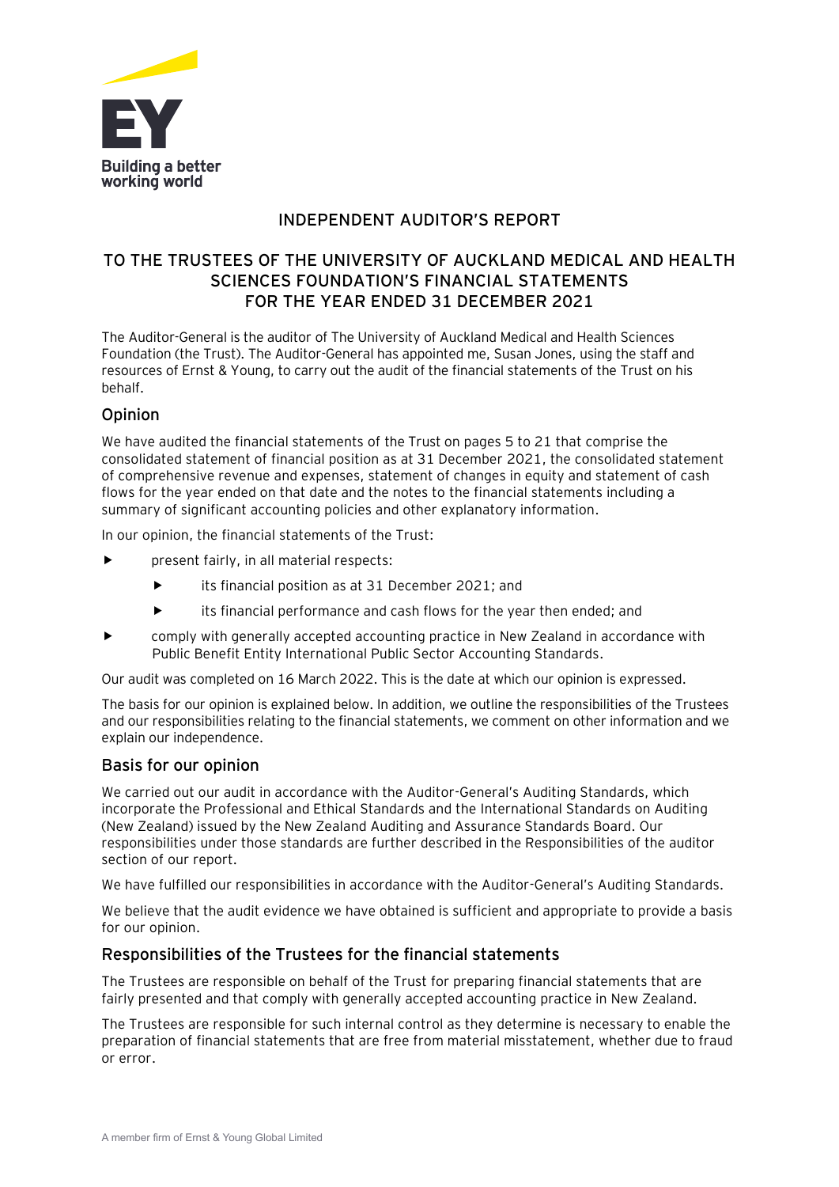# INDEPENDENT AUDITOR'S REPORT

## TO THE TRUSTEES OF THE UNIVERSITY OF AUCKLAND MEDICAL AND HEALTH SCIENCES FOUNDATION'S FINANCIAL STATEMENTS FOR THE YEAR ENDED 31 DECEMBER 2021

The Auditor-General is the auditor of The University of Auckland Medical and Health Sciences Foundation (the Trust). The Auditor-General has appointed me, Susan Jones, using the staff and resources of Ernst & Young, to carry out the audit of the financial statements of the Trust on his behalf.

### Opinion

We have audited the financial statements of the Trust on pages 5 to 21 that comprise the consolidated statement of financial position as at 31 December 2021, the consolidated statement of comprehensive revenue and expenses, statement of changes in equity and statement of cash flows for the year ended on that date and the notes to the financial statements including a summary of significant accounting policies and other explanatory information.

In our opinion, the financial statements of the Trust:

- present fairly, in all material respects:
  - its financial position as at 31 December 2021; and
  - its financial performance and cash flows for the year then ended; and
- comply with generally accepted accounting practice in New Zealand in accordance with Public Benefit Entity International Public Sector Accounting Standards.

Our audit was completed on 16 March 2022. This is the date at which our opinion is expressed.

The basis for our opinion is explained below. In addition, we outline the responsibilities of the Trustees and our responsibilities relating to the financial statements, we comment on other information and we explain our independence.

### Basis for our opinion

We carried out our audit in accordance with the Auditor-General's Auditing Standards, which incorporate the Professional and Ethical Standards and the International Standards on Auditing (New Zealand) issued by the New Zealand Auditing and Assurance Standards Board. Our responsibilities under those standards are further described in the Responsibilities of the auditor section of our report.

We have fulfilled our responsibilities in accordance with the Auditor-General's Auditing Standards.

We believe that the audit evidence we have obtained is sufficient and appropriate to provide a basis for our opinion.

### Responsibilities of the Trustees for the financial statements

The Trustees are responsible on behalf of the Trust for preparing financial statements that are fairly presented and that comply with generally accepted accounting practice in New Zealand.

The Trustees are responsible for such internal control as they determine is necessary to enable the preparation of financial statements that are free from material misstatement, whether due to fraud or error.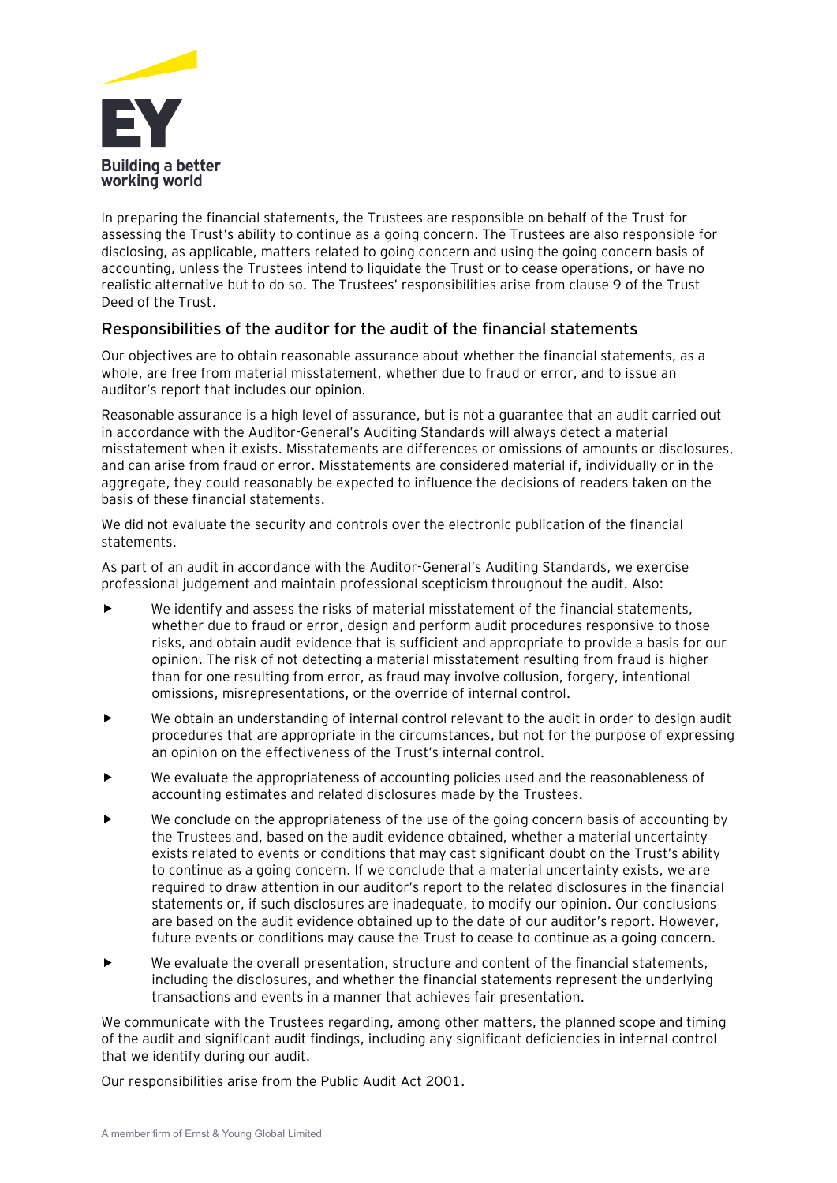In preparing the financial statements, the Trustees are responsible on behalf of the Trust for assessing the Trust's ability to continue as a going concern. The Trustees are also responsible for disclosing, as applicable, matters related to going concern and using the going concern basis of accounting, unless the Trustees intend to liquidate the Trust or to cease operations, or have no realistic alternative but to do so. The Trustees' responsibilities arise from clause 9 of the Trust Deed of the Trust.

## Responsibilities of the auditor for the audit of the financial statements

Our objectives are to obtain reasonable assurance about whether the financial statements, as a whole, are free from material misstatement, whether due to fraud or error, and to issue an auditor's report that includes our opinion.

Reasonable assurance is a high level of assurance, but is not a guarantee that an audit carried out in accordance with the Auditor-General's Auditing Standards will always detect a material misstatement when it exists. Misstatements are differences or omissions of amounts or disclosures, and can arise from fraud or error. Misstatements are considered material if, individually or in the aggregate, they could reasonably be expected to influence the decisions of readers taken on the basis of these financial statements.

We did not evaluate the security and controls over the electronic publication of the financial statements.

As part of an audit in accordance with the Auditor-General's Auditing Standards, we exercise professional judgement and maintain professional scepticism throughout the audit. Also:

- We identify and assess the risks of material misstatement of the financial statements, whether due to fraud or error, design and perform audit procedures responsive to those risks, and obtain audit evidence that is sufficient and appropriate to provide a basis for our opinion. The risk of not detecting a material misstatement resulting from fraud is higher than for one resulting from error, as fraud may involve collusion, forgery, intentional omissions, misrepresentations, or the override of internal control.
- We obtain an understanding of internal control relevant to the audit in order to design audit procedures that are appropriate in the circumstances, but not for the purpose of expressing an opinion on the effectiveness of the Trust's internal control.
- We evaluate the appropriateness of accounting policies used and the reasonableness of accounting estimates and related disclosures made by the Trustees.
- We conclude on the appropriateness of the use of the going concern basis of accounting by the Trustees and, based on the audit evidence obtained, whether a material uncertainty exists related to events or conditions that may cast significant doubt on the Trust's ability to continue as a going concern. If we conclude that a material uncertainty exists, we are required to draw attention in our auditor's report to the related disclosures in the financial statements or, if such disclosures are inadequate, to modify our opinion. Our conclusions are based on the audit evidence obtained up to the date of our auditor's report. However, future events or conditions may cause the Trust to cease to continue as a going concern.
- We evaluate the overall presentation, structure and content of the financial statements, including the disclosures, and whether the financial statements represent the underlying transactions and events in a manner that achieves fair presentation.

We communicate with the Trustees regarding, among other matters, the planned scope and timing of the audit and significant audit findings, including any significant deficiencies in internal control that we identify during our audit.

Our responsibilities arise from the Public Audit Act 2001.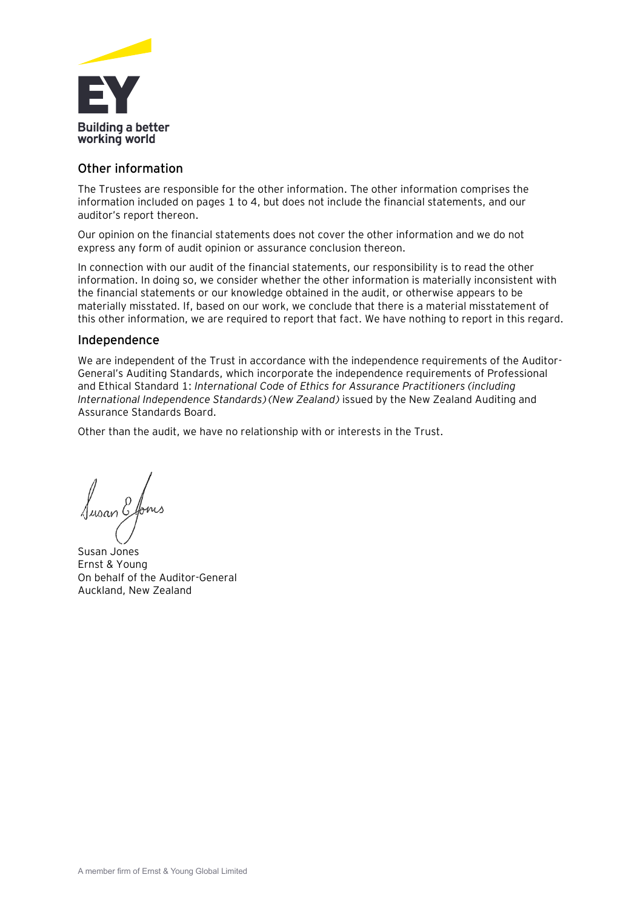## Other information

The Trustees are responsible for the other information. The other information comprises the information included on pages 1 to 4, but does not include the financial statements, and our auditor's report thereon.

Our opinion on the financial statements does not cover the other information and we do not express any form of audit opinion or assurance conclusion thereon.

In connection with our audit of the financial statements, our responsibility is to read the other information. In doing so, we consider whether the other information is materially inconsistent with the financial statements or our knowledge obtained in the audit, or otherwise appears to be materially misstated. If, based on our work, we conclude that there is a material misstatement of this other information, we are required to report that fact. We have nothing to report in this regard.

## Independence

We are independent of the Trust in accordance with the independence requirements of the Auditor-General's Auditing Standards, which incorporate the independence requirements of Professional and Ethical Standard 1: *International Code of Ethics for Assurance Practitioners (including International Independence Standards) (New Zealand)* issued by the New Zealand Auditing and Assurance Standards Board.

Other than the audit, we have no relationship with or interests in the Trust.

Susan Jones
Ernst & Young
On behalf of the Auditor-General
Auckland, New Zealand

A member firm of Ernst & Young Global Limited